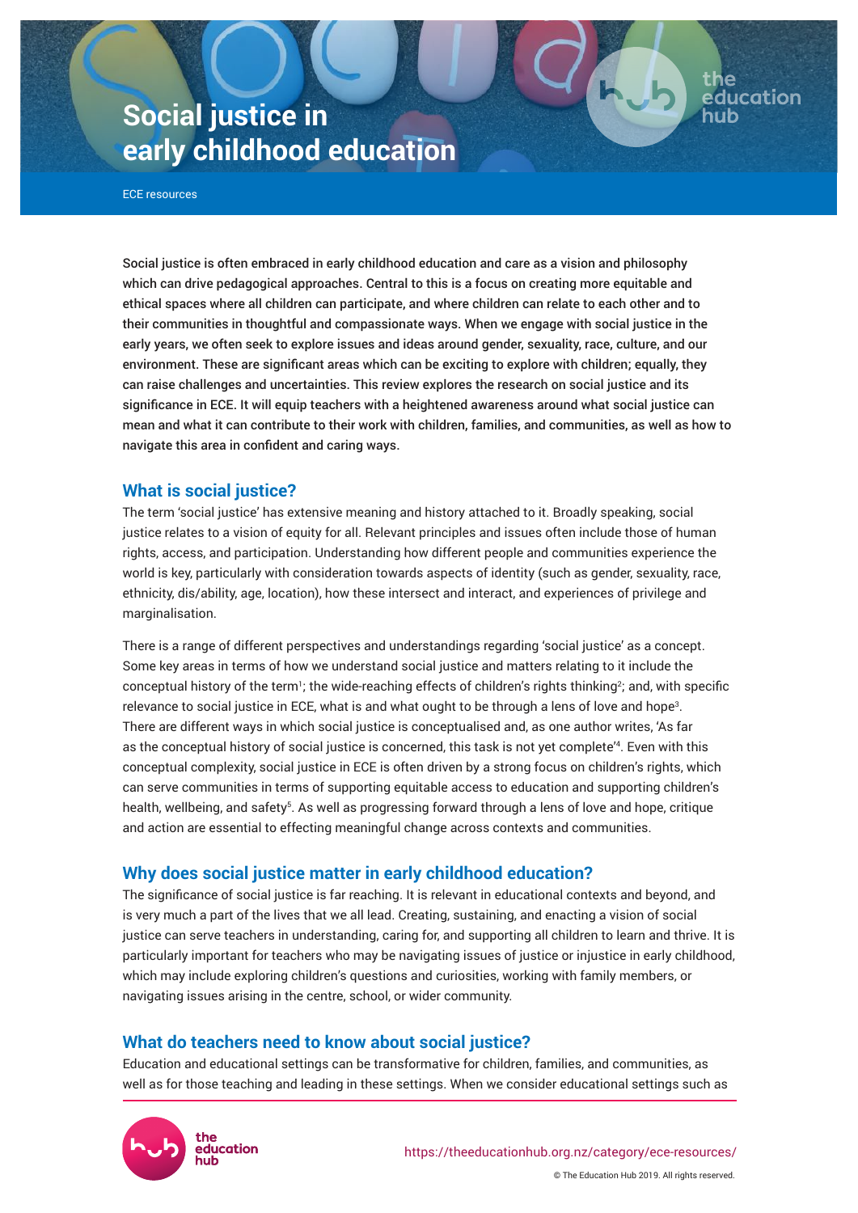# Social justice in early childhood education

ECE resources

Social justice is often embraced in early childhood education and care as a vision and philosophy which can drive pedagogical approaches. Central to this is a focus on creating more equitable and ethical spaces where all children can participate, and where children can relate to each other and to their communities in thoughtful and compassionate ways. When we engage with social justice in the early years, we often seek to explore issues and ideas around gender, sexuality, race, culture, and our environment. These are significant areas which can be exciting to explore with children; equally, they can raise challenges and uncertainties. This review explores the research on social justice and its significance in ECE. It will equip teachers with a heightened awareness around what social justice can mean and what it can contribute to their work with children, families, and communities, as well as how to navigate this area in confident and caring ways.

## What is social justice?

The term 'social justice' has extensive meaning and history attached to it. Broadly speaking, social justice relates to a vision of equity for all. Relevant principles and issues often include those of human rights, access, and participation. Understanding how different people and communities experience the world is key, particularly with consideration towards aspects of identity (such as gender, sexuality, race, ethnicity, dis/ability, age, location), how these intersect and interact, and experiences of privilege and marginalisation.

There is a range of different perspectives and understandings regarding 'social justice' as a concept. Some key areas in terms of how we understand social justice and matters relating to it include the conceptual history of the term[1]; the wide-reaching effects of children's rights thinking[2]; and, with specific relevance to social justice in ECE, what is and what ought to be through a lens of love and hope[3]. There are different ways in which social justice is conceptualised and, as one author writes, 'As far as the conceptual history of social justice is concerned, this task is not yet complete'[4]. Even with this conceptual complexity, social justice in ECE is often driven by a strong focus on children's rights, which can serve communities in terms of supporting equitable access to education and supporting children's health, wellbeing, and safety[5]. As well as progressing forward through a lens of love and hope, critique and action are essential to effecting meaningful change across contexts and communities.

## Why does social justice matter in early childhood education?

The significance of social justice is far reaching. It is relevant in educational contexts and beyond, and is very much a part of the lives that we all lead. Creating, sustaining, and enacting a vision of social justice can serve teachers in understanding, caring for, and supporting all children to learn and thrive. It is particularly important for teachers who may be navigating issues of justice or injustice in early childhood, which may include exploring children's questions and curiosities, working with family members, or navigating issues arising in the centre, school, or wider community.

## What do teachers need to know about social justice?

Education and educational settings can be transformative for children, families, and communities, as well as for those teaching and leading in these settings. When we consider educational settings such as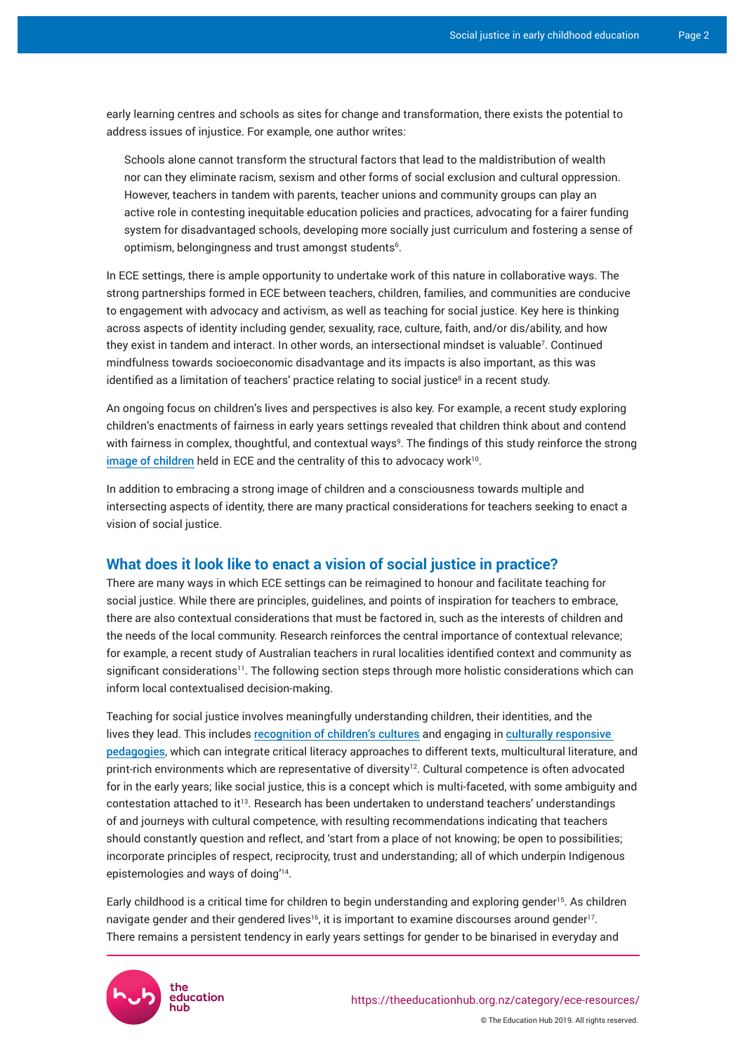early learning centres and schools as sites for change and transformation, there exists the potential to address issues of injustice. For example, one author writes:

> Schools alone cannot transform the structural factors that lead to the maldistribution of wealth nor can they eliminate racism, sexism and other forms of social exclusion and cultural oppression. However, teachers in tandem with parents, teacher unions and community groups can play an active role in contesting inequitable education policies and practices, advocating for a fairer funding system for disadvantaged schools, developing more socially just curriculum and fostering a sense of optimism, belongingness and trust amongst students[6].

In ECE settings, there is ample opportunity to undertake work of this nature in collaborative ways. The strong partnerships formed in ECE between teachers, children, families, and communities are conducive to engagement with advocacy and activism, as well as teaching for social justice. Key here is thinking across aspects of identity including gender, sexuality, race, culture, faith, and/or dis/ability, and how they exist in tandem and interact. In other words, an intersectional mindset is valuable[7]. Continued mindfulness towards socioeconomic disadvantage and its impacts is also important, as this was identified as a limitation of teachers' practice relating to social justice[8] in a recent study.

An ongoing focus on children's lives and perspectives is also key. For example, a recent study exploring children's enactments of fairness in early years settings revealed that children think about and contend with fairness in complex, thoughtful, and contextual ways[9]. The findings of this study reinforce the strong image of children held in ECE and the centrality of this to advocacy work[10].

In addition to embracing a strong image of children and a consciousness towards multiple and intersecting aspects of identity, there are many practical considerations for teachers seeking to enact a vision of social justice.

## What does it look like to enact a vision of social justice in practice?

There are many ways in which ECE settings can be reimagined to honour and facilitate teaching for social justice. While there are principles, guidelines, and points of inspiration for teachers to embrace, there are also contextual considerations that must be factored in, such as the interests of children and the needs of the local community. Research reinforces the central importance of contextual relevance; for example, a recent study of Australian teachers in rural localities identified context and community as significant considerations[11]. The following section steps through more holistic considerations which can inform local contextualised decision-making.

Teaching for social justice involves meaningfully understanding children, their identities, and the lives they lead. This includes recognition of children's cultures and engaging in culturally responsive pedagogies, which can integrate critical literacy approaches to different texts, multicultural literature, and print-rich environments which are representative of diversity[12]. Cultural competence is often advocated for in the early years; like social justice, this is a concept which is multi-faceted, with some ambiguity and contestation attached to it[13]. Research has been undertaken to understand teachers' understandings of and journeys with cultural competence, with resulting recommendations indicating that teachers should constantly question and reflect, and 'start from a place of not knowing; be open to possibilities; incorporate principles of respect, reciprocity, trust and understanding; all of which underpin Indigenous epistemologies and ways of doing'[14].

Early childhood is a critical time for children to begin understanding and exploring gender[15]. As children navigate gender and their gendered lives[16], it is important to examine discourses around gender[17]. There remains a persistent tendency in early years settings for gender to be binarised in everyday and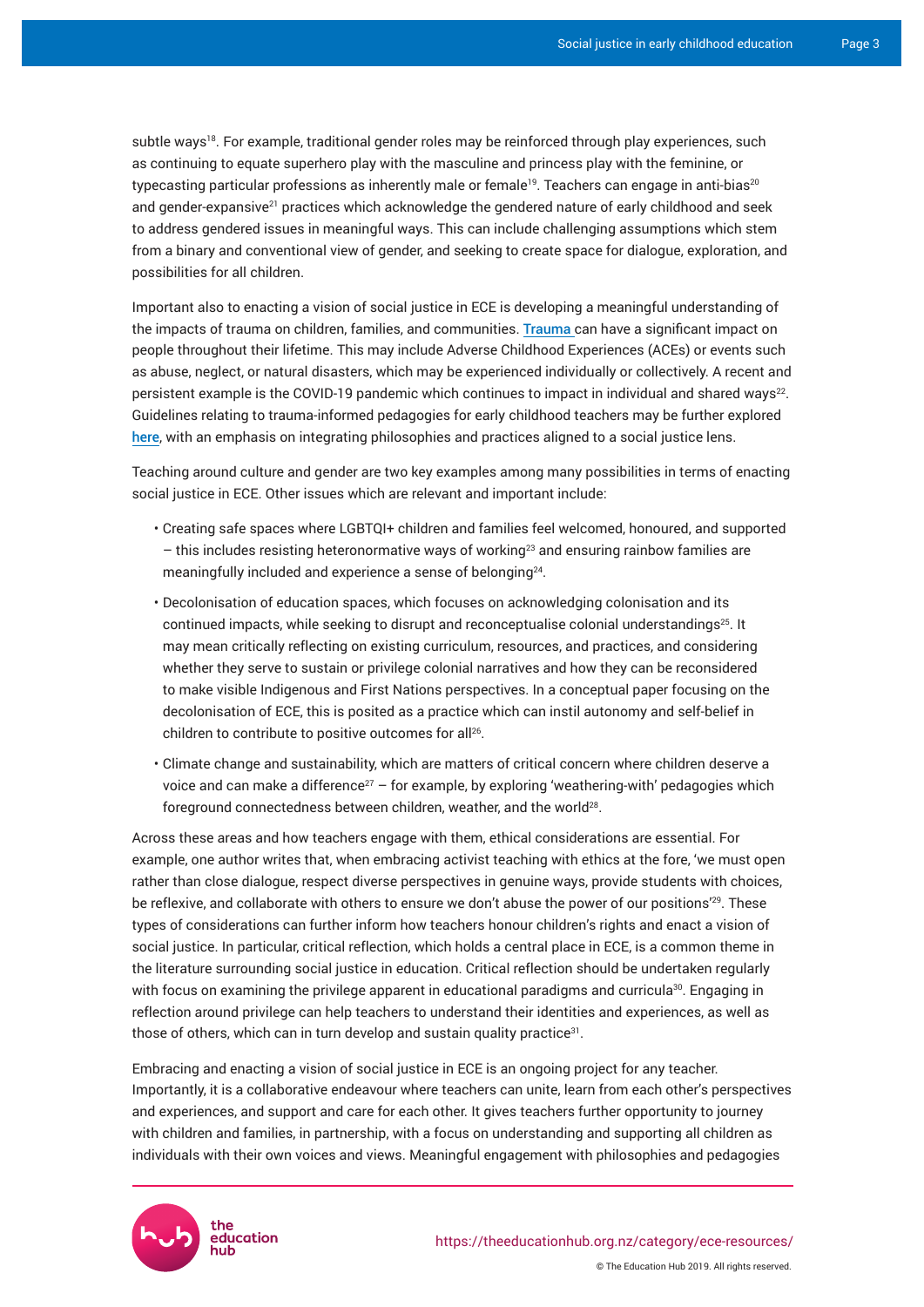subtle ways[18]. For example, traditional gender roles may be reinforced through play experiences, such as continuing to equate superhero play with the masculine and princess play with the feminine, or typecasting particular professions as inherently male or female[19]. Teachers can engage in anti-bias[20] and gender-expansive[21] practices which acknowledge the gendered nature of early childhood and seek to address gendered issues in meaningful ways. This can include challenging assumptions which stem from a binary and conventional view of gender, and seeking to create space for dialogue, exploration, and possibilities for all children.

Important also to enacting a vision of social justice in ECE is developing a meaningful understanding of the impacts of trauma on children, families, and communities. Trauma can have a significant impact on people throughout their lifetime. This may include Adverse Childhood Experiences (ACEs) or events such as abuse, neglect, or natural disasters, which may be experienced individually or collectively. A recent and persistent example is the COVID-19 pandemic which continues to impact in individual and shared ways[22]. Guidelines relating to trauma-informed pedagogies for early childhood teachers may be further explored here, with an emphasis on integrating philosophies and practices aligned to a social justice lens.

Teaching around culture and gender are two key examples among many possibilities in terms of enacting social justice in ECE. Other issues which are relevant and important include:

- Creating safe spaces where LGBTQI+ children and families feel welcomed, honoured, and supported – this includes resisting heteronormative ways of working[23] and ensuring rainbow families are meaningfully included and experience a sense of belonging[24].
- Decolonisation of education spaces, which focuses on acknowledging colonisation and its continued impacts, while seeking to disrupt and reconceptualise colonial understandings[25]. It may mean critically reflecting on existing curriculum, resources, and practices, and considering whether they serve to sustain or privilege colonial narratives and how they can be reconsidered to make visible Indigenous and First Nations perspectives. In a conceptual paper focusing on the decolonisation of ECE, this is posited as a practice which can instil autonomy and self-belief in children to contribute to positive outcomes for all[26].
- Climate change and sustainability, which are matters of critical concern where children deserve a voice and can make a difference[27] – for example, by exploring 'weathering-with' pedagogies which foreground connectedness between children, weather, and the world[28].

Across these areas and how teachers engage with them, ethical considerations are essential. For example, one author writes that, when embracing activist teaching with ethics at the fore, 'we must open rather than close dialogue, respect diverse perspectives in genuine ways, provide students with choices, be reflexive, and collaborate with others to ensure we don't abuse the power of our positions'[29]. These types of considerations can further inform how teachers honour children's rights and enact a vision of social justice. In particular, critical reflection, which holds a central place in ECE, is a common theme in the literature surrounding social justice in education. Critical reflection should be undertaken regularly with focus on examining the privilege apparent in educational paradigms and curricula[30]. Engaging in reflection around privilege can help teachers to understand their identities and experiences, as well as those of others, which can in turn develop and sustain quality practice[31].

Embracing and enacting a vision of social justice in ECE is an ongoing project for any teacher. Importantly, it is a collaborative endeavour where teachers can unite, learn from each other's perspectives and experiences, and support and care for each other. It gives teachers further opportunity to journey with children and families, in partnership, with a focus on understanding and supporting all children as individuals with their own voices and views. Meaningful engagement with philosophies and pedagogies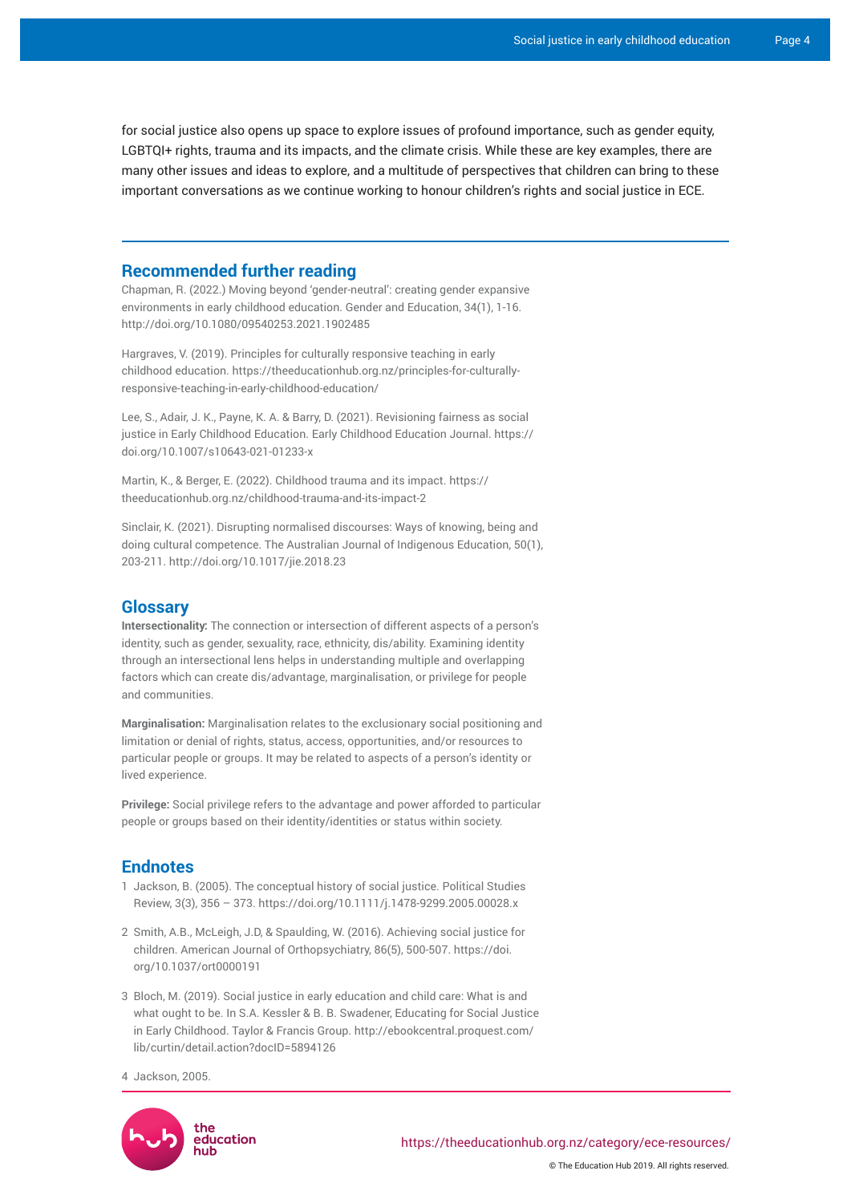for social justice also opens up space to explore issues of profound importance, such as gender equity, LGBTQI+ rights, trauma and its impacts, and the climate crisis. While these are key examples, there are many other issues and ideas to explore, and a multitude of perspectives that children can bring to these important conversations as we continue working to honour children's rights and social justice in ECE.

---

## Recommended further reading

Chapman, R. (2022.) Moving beyond 'gender-neutral': creating gender expansive environments in early childhood education. Gender and Education, 34(1), 1-16. http://doi.org/10.1080/09540253.2021.1902485

Hargraves, V. (2019). Principles for culturally responsive teaching in early childhood education. https://theeducationhub.org.nz/principles-for-culturally-responsive-teaching-in-early-childhood-education/

Lee, S., Adair, J. K., Payne, K. A. & Barry, D. (2021). Revisioning fairness as social justice in Early Childhood Education. Early Childhood Education Journal. https://doi.org/10.1007/s10643-021-01233-x

Martin, K., & Berger, E. (2022). Childhood trauma and its impact. https://theeducationhub.org.nz/childhood-trauma-and-its-impact-2

Sinclair, K. (2021). Disrupting normalised discourses: Ways of knowing, being and doing cultural competence. The Australian Journal of Indigenous Education, 50(1), 203-211. http://doi.org/10.1017/jie.2018.23

## Glossary

**Intersectionality:** The connection or intersection of different aspects of a person's identity, such as gender, sexuality, race, ethnicity, dis/ability. Examining identity through an intersectional lens helps in understanding multiple and overlapping factors which can create dis/advantage, marginalisation, or privilege for people and communities.

**Marginalisation:** Marginalisation relates to the exclusionary social positioning and limitation or denial of rights, status, access, opportunities, and/or resources to particular people or groups. It may be related to aspects of a person's identity or lived experience.

**Privilege:** Social privilege refers to the advantage and power afforded to particular people or groups based on their identity/identities or status within society.

## Endnotes

1. Jackson, B. (2005). The conceptual history of social justice. Political Studies Review, 3(3), 356 – 373. https://doi.org/10.1111/j.1478-9299.2005.00028.x
2. Smith, A.B., McLeigh, J.D, & Spaulding, W. (2016). Achieving social justice for children. American Journal of Orthopsychiatry, 86(5), 500-507. https://doi.org/10.1037/ort0000191
3. Bloch, M. (2019). Social justice in early education and child care: What is and what ought to be. In S.A. Kessler & B. B. Swadener, Educating for Social Justice in Early Childhood. Taylor & Francis Group. http://ebookcentral.proquest.com/lib/curtin/detail.action?docID=5894126
4. Jackson, 2005.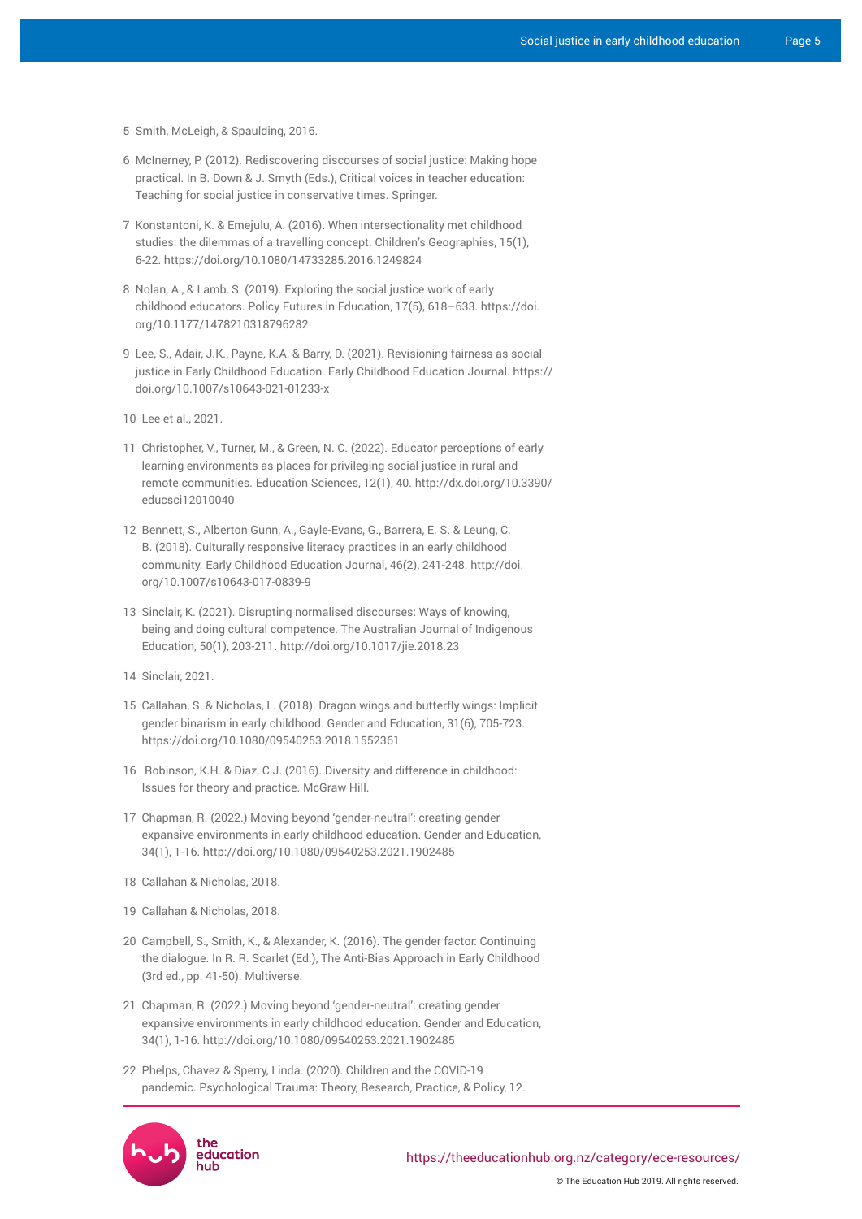5 Smith, McLeigh, & Spaulding, 2016.

6 McInerney, P. (2012). Rediscovering discourses of social justice: Making hope practical. In B. Down & J. Smyth (Eds.), Critical voices in teacher education: Teaching for social justice in conservative times. Springer.

7 Konstantoni, K. & Emejulu, A. (2016). When intersectionality met childhood studies: the dilemmas of a travelling concept. Children's Geographies, 15(1), 6-22. https://doi.org/10.1080/14733285.2016.1249824

8 Nolan, A., & Lamb, S. (2019). Exploring the social justice work of early childhood educators. Policy Futures in Education, 17(5), 618–633. https://doi.org/10.1177/1478210318796282

9 Lee, S., Adair, J.K., Payne, K.A. & Barry, D. (2021). Revisioning fairness as social justice in Early Childhood Education. Early Childhood Education Journal. https://doi.org/10.1007/s10643-021-01233-x

10 Lee et al., 2021.

11 Christopher, V., Turner, M., & Green, N. C. (2022). Educator perceptions of early learning environments as places for privileging social justice in rural and remote communities. Education Sciences, 12(1), 40. http://dx.doi.org/10.3390/educsci12010040

12 Bennett, S., Alberton Gunn, A., Gayle-Evans, G., Barrera, E. S. & Leung, C. B. (2018). Culturally responsive literacy practices in an early childhood community. Early Childhood Education Journal, 46(2), 241-248. http://doi.org/10.1007/s10643-017-0839-9

13 Sinclair, K. (2021). Disrupting normalised discourses: Ways of knowing, being and doing cultural competence. The Australian Journal of Indigenous Education, 50(1), 203-211. http://doi.org/10.1017/jie.2018.23

14 Sinclair, 2021.

15 Callahan, S. & Nicholas, L. (2018). Dragon wings and butterfly wings: Implicit gender binarism in early childhood. Gender and Education, 31(6), 705-723. https://doi.org/10.1080/09540253.2018.1552361

16 Robinson, K.H. & Diaz, C.J. (2016). Diversity and difference in childhood: Issues for theory and practice. McGraw Hill.

17 Chapman, R. (2022.) Moving beyond 'gender-neutral': creating gender expansive environments in early childhood education. Gender and Education, 34(1), 1-16. http://doi.org/10.1080/09540253.2021.1902485

18 Callahan & Nicholas, 2018.

19 Callahan & Nicholas, 2018.

20 Campbell, S., Smith, K., & Alexander, K. (2016). The gender factor: Continuing the dialogue. In R. R. Scarlet (Ed.), The Anti-Bias Approach in Early Childhood (3rd ed., pp. 41-50). Multiverse.

21 Chapman, R. (2022.) Moving beyond 'gender-neutral': creating gender expansive environments in early childhood education. Gender and Education, 34(1), 1-16. http://doi.org/10.1080/09540253.2021.1902485

22 Phelps, Chavez & Sperry, Linda. (2020). Children and the COVID-19 pandemic. Psychological Trauma: Theory, Research, Practice, & Policy, 12.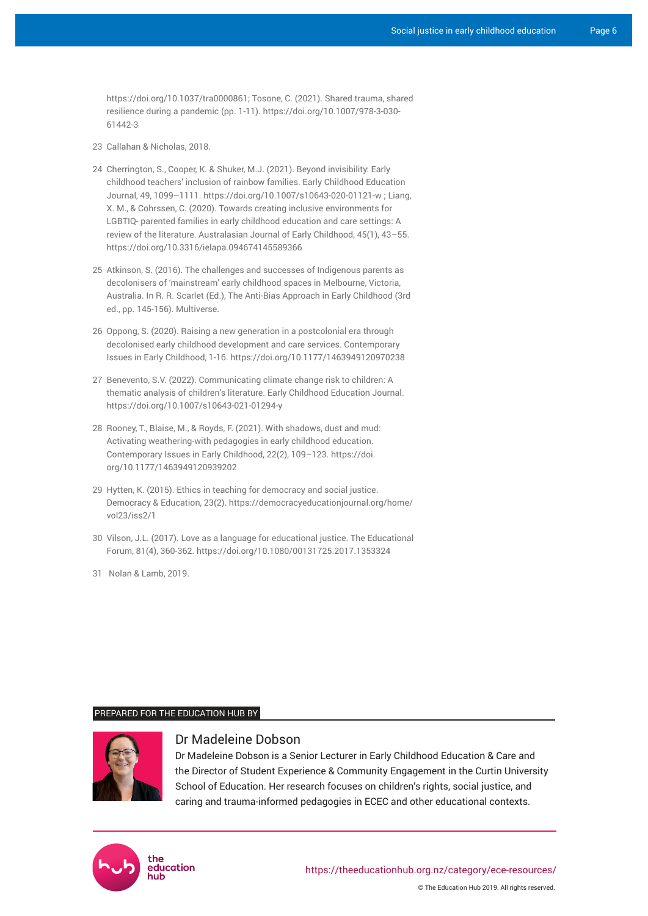https://doi.org/10.1037/tra0000861; Tosone, C. (2021). Shared trauma, shared resilience during a pandemic (pp. 1-11). https://doi.org/10.1007/978-3-030-61442-3

23 Callahan & Nicholas, 2018.

24 Cherrington, S., Cooper, K. & Shuker, M.J. (2021). Beyond invisibility: Early childhood teachers' inclusion of rainbow families. Early Childhood Education Journal, 49, 1099–1111. https://doi.org/10.1007/s10643-020-01121-w ; Liang, X. M., & Cohrssen, C. (2020). Towards creating inclusive environments for LGBTIQ- parented families in early childhood education and care settings: A review of the literature. Australasian Journal of Early Childhood, 45(1), 43–55. https://doi.org/10.3316/ielapa.094674145589366

25 Atkinson, S. (2016). The challenges and successes of Indigenous parents as decolonisers of 'mainstream' early childhood spaces in Melbourne, Victoria, Australia. In R. R. Scarlet (Ed.), The Anti-Bias Approach in Early Childhood (3rd ed., pp. 145-156). Multiverse.

26 Oppong, S. (2020). Raising a new generation in a postcolonial era through decolonised early childhood development and care services. Contemporary Issues in Early Childhood, 1-16. https://doi.org/10.1177/1463949120970238

27 Benevento, S.V. (2022). Communicating climate change risk to children: A thematic analysis of children's literature. Early Childhood Education Journal. https://doi.org/10.1007/s10643-021-01294-y

28 Rooney, T., Blaise, M., & Royds, F. (2021). With shadows, dust and mud: Activating weathering-with pedagogies in early childhood education. Contemporary Issues in Early Childhood, 22(2), 109–123. https://doi.org/10.1177/1463949120939202

29 Hytten, K. (2015). Ethics in teaching for democracy and social justice. Democracy & Education, 23(2). https://democracyeducationjournal.org/home/vol23/iss2/1

30 Vilson, J.L. (2017). Love as a language for educational justice. The Educational Forum, 81(4), 360-362. https://doi.org/10.1080/00131725.2017.1353324

31 Nolan & Lamb, 2019.

PREPARED FOR THE EDUCATION HUB BY

## Dr Madeleine Dobson

Dr Madeleine Dobson is a Senior Lecturer in Early Childhood Education & Care and the Director of Student Experience & Community Engagement in the Curtin University School of Education. Her research focuses on children's rights, social justice, and caring and trauma-informed pedagogies in ECEC and other educational contexts.

the education hub

https://theeducationhub.org.nz/category/ece-resources/

© The Education Hub 2019. All rights reserved.